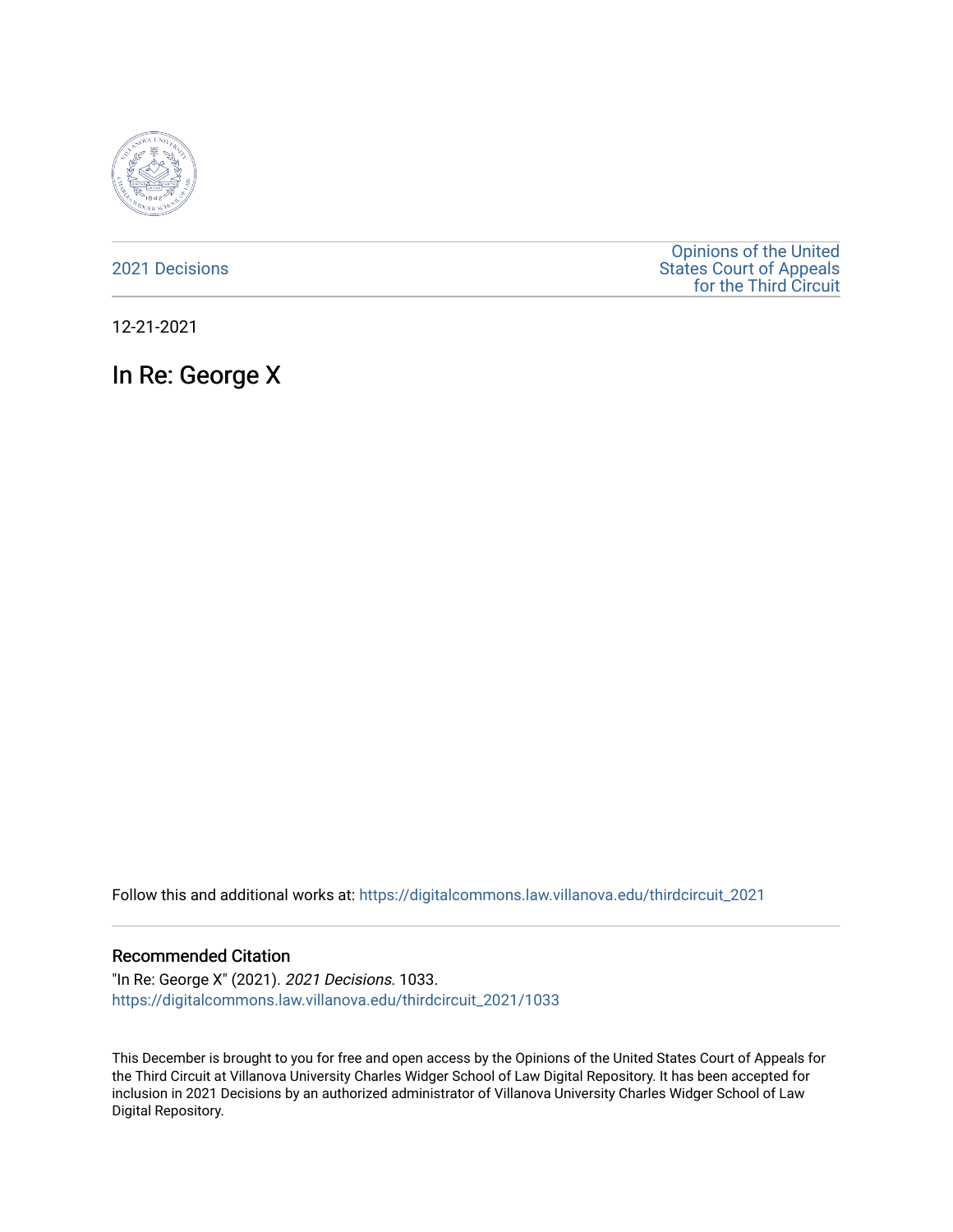2021 Decisions

Opinions of the United States Court of Appeals for the Third Circuit

12-21-2021

# In Re: George X

Follow this and additional works at: https://digitalcommons.law.villanova.edu/thirdcircuit_2021

## Recommended Citation

"In Re: George X" (2021). *2021 Decisions*. 1033.
https://digitalcommons.law.villanova.edu/thirdcircuit_2021/1033

This December is brought to you for free and open access by the Opinions of the United States Court of Appeals for the Third Circuit at Villanova University Charles Widger School of Law Digital Repository. It has been accepted for inclusion in 2021 Decisions by an authorized administrator of Villanova University Charles Widger School of Law Digital Repository.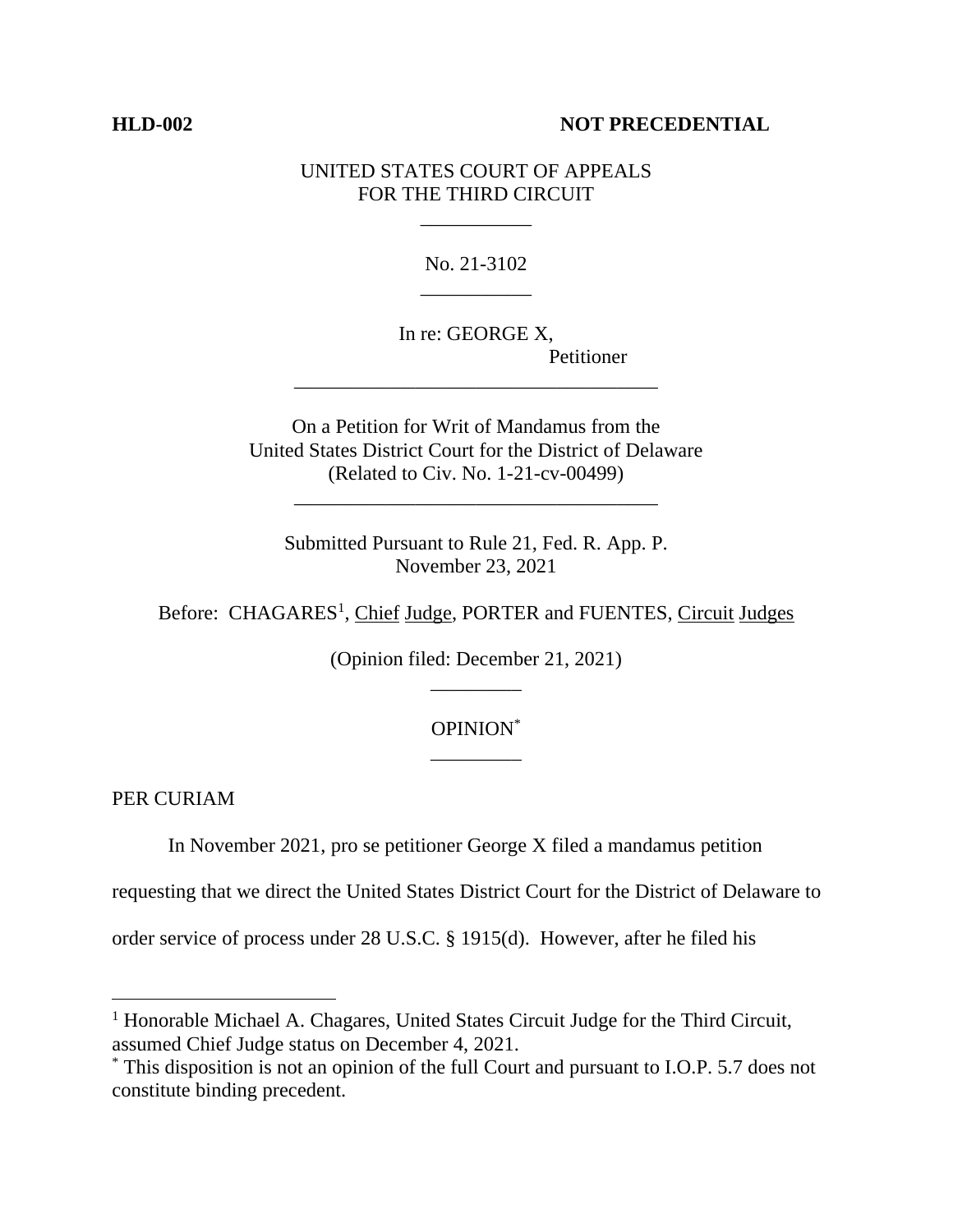**HLD-002** **NOT PRECEDENTIAL**

UNITED STATES COURT OF APPEALS
FOR THE THIRD CIRCUIT

\_\_\_\_\_\_\_\_\_\_\_

No. 21-3102

\_\_\_\_\_\_\_\_\_\_\_

In re: GEORGE X,
Petitioner

\_\_\_\_\_\_\_\_\_\_\_\_\_\_\_\_\_\_\_\_\_\_\_\_\_\_\_\_\_\_\_\_\_\_\_\_

On a Petition for Writ of Mandamus from the
United States District Court for the District of Delaware
(Related to Civ. No. 1-21-cv-00499)

\_\_\_\_\_\_\_\_\_\_\_\_\_\_\_\_\_\_\_\_\_\_\_\_\_\_\_\_\_\_\_\_\_\_\_\_

Submitted Pursuant to Rule 21, Fed. R. App. P.
November 23, 2021

Before: CHAGARES[1], Chief Judge, PORTER and FUENTES, Circuit Judges

(Opinion filed: December 21, 2021)

\_\_\_\_\_\_\_\_\_

OPINION[*]

\_\_\_\_\_\_\_\_\_

PER CURIAM

In November 2021, pro se petitioner George X filed a mandamus petition requesting that we direct the United States District Court for the District of Delaware to order service of process under 28 U.S.C. § 1915(d). However, after he filed his

---

[1] Honorable Michael A. Chagares, United States Circuit Judge for the Third Circuit, assumed Chief Judge status on December 4, 2021.

[*] This disposition is not an opinion of the full Court and pursuant to I.O.P. 5.7 does not constitute binding precedent.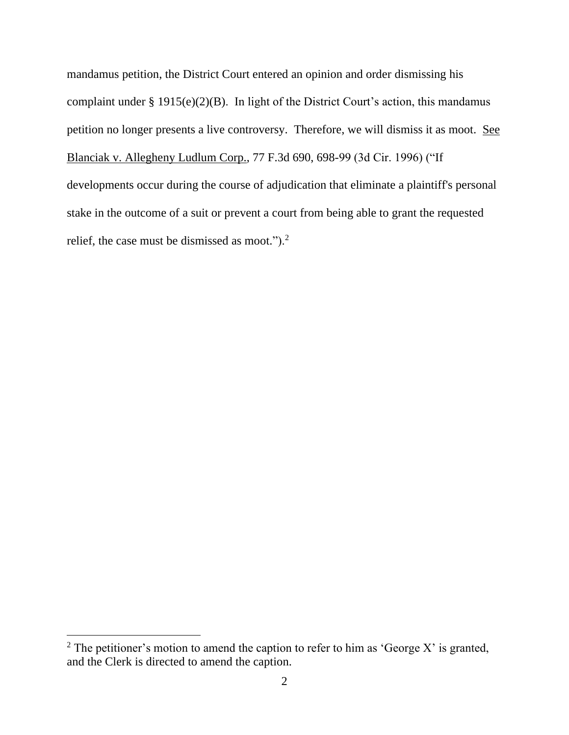mandamus petition, the District Court entered an opinion and order dismissing his complaint under § 1915(e)(2)(B). In light of the District Court's action, this mandamus petition no longer presents a live controversy. Therefore, we will dismiss it as moot. See Blanciak v. Allegheny Ludlum Corp., 77 F.3d 690, 698-99 (3d Cir. 1996) ("If developments occur during the course of adjudication that eliminate a plaintiff's personal stake in the outcome of a suit or prevent a court from being able to grant the requested relief, the case must be dismissed as moot.").[2]

[2] The petitioner's motion to amend the caption to refer to him as 'George X' is granted, and the Clerk is directed to amend the caption.